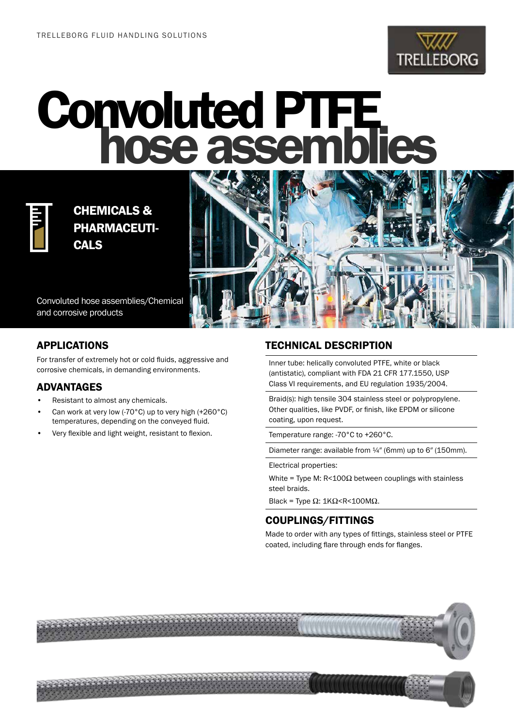TRELLEBORG FLUID HANDLING SOLUTIONS

# Convoluted PTFE hose assemblies

**CHEMICALS & PHARMACEUTICALS**

Convoluted hose assemblies/Chemical and corrosive products

## APPLICATIONS

For transfer of extremely hot or cold fluids, aggressive and corrosive chemicals, in demanding environments.

## ADVANTAGES

- Resistant to almost any chemicals.
- Can work at very low (-70°C) up to very high (+260°C) temperatures, depending on the conveyed fluid.
- Very flexible and light weight, resistant to flexion.

## TECHNICAL DESCRIPTION

Inner tube: helically convoluted PTFE, white or black (antistatic), compliant with FDA 21 CFR 177.1550, USP Class VI requirements, and EU regulation 1935/2004.

Braid(s): high tensile 304 stainless steel or polypropylene. Other qualities, like PVDF, or finish, like EPDM or silicone coating, upon request.

Temperature range: -70°C to +260°C.

Diameter range: available from ¼″ (6mm) up to 6″ (150mm).

Electrical properties:

White = Type M: R<100Ω between couplings with stainless steel braids.

Black = Type Ω: 1KΩ<R<100MΩ.

## COUPLINGS/FITTINGS

Made to order with any types of fittings, stainless steel or PTFE coated, including flare through ends for flanges.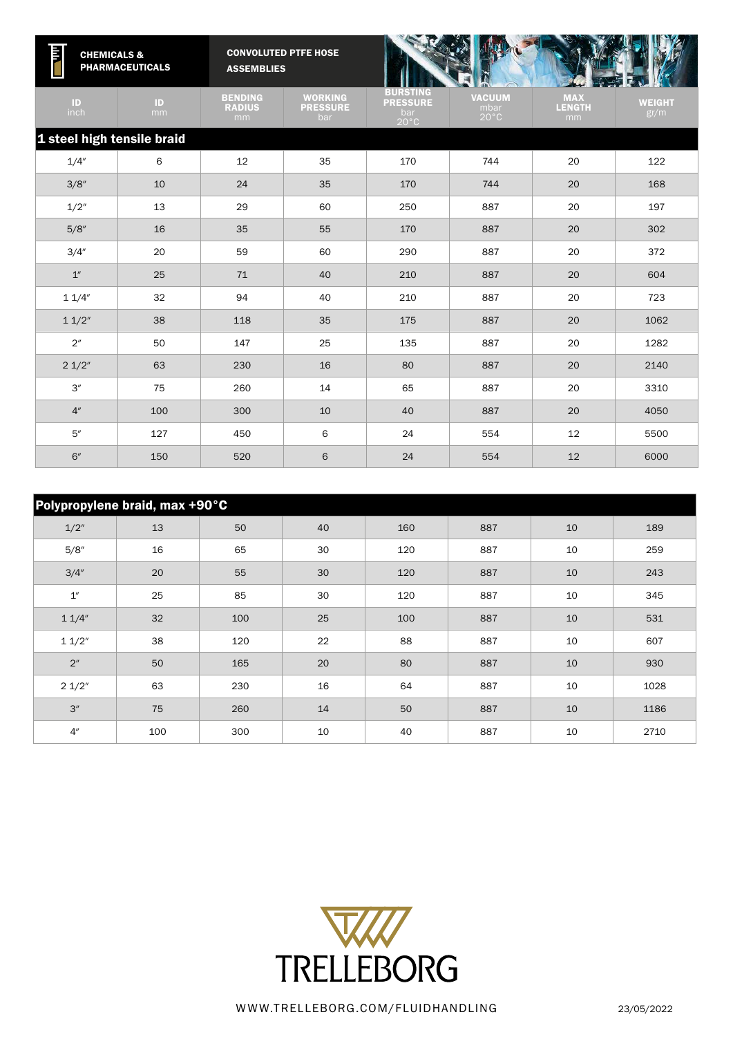**CHEMICALS & PHARMACEUTICALS**

**CONVOLUTED PTFE HOSE ASSEMBLIES**

| ID inch | ID mm | BENDING RADIUS mm | WORKING PRESSURE bar | BURSTING PRESSURE bar 20°C | VACUUM mbar 20°C | MAX LENGTH mm | WEIGHT gr/m |
|---|---|---|---|---|---|---|---|
| **1 steel high tensile braid** | | | | | | | |
| 1/4″ | 6 | 12 | 35 | 170 | 744 | 20 | 122 |
| 3/8″ | 10 | 24 | 35 | 170 | 744 | 20 | 168 |
| 1/2″ | 13 | 29 | 60 | 250 | 887 | 20 | 197 |
| 5/8″ | 16 | 35 | 55 | 170 | 887 | 20 | 302 |
| 3/4″ | 20 | 59 | 60 | 290 | 887 | 20 | 372 |
| 1″ | 25 | 71 | 40 | 210 | 887 | 20 | 604 |
| 1 1/4″ | 32 | 94 | 40 | 210 | 887 | 20 | 723 |
| 1 1/2″ | 38 | 118 | 35 | 175 | 887 | 20 | 1062 |
| 2″ | 50 | 147 | 25 | 135 | 887 | 20 | 1282 |
| 2 1/2″ | 63 | 230 | 16 | 80 | 887 | 20 | 2140 |
| 3″ | 75 | 260 | 14 | 65 | 887 | 20 | 3310 |
| 4″ | 100 | 300 | 10 | 40 | 887 | 20 | 4050 |
| 5″ | 127 | 450 | 6 | 24 | 554 | 12 | 5500 |
| 6″ | 150 | 520 | 6 | 24 | 554 | 12 | 6000 |
| **Polypropylene braid, max +90°C** | | | | | | | |
| 1/2″ | 13 | 50 | 40 | 160 | 887 | 10 | 189 |
| 5/8″ | 16 | 65 | 30 | 120 | 887 | 10 | 259 |
| 3/4″ | 20 | 55 | 30 | 120 | 887 | 10 | 243 |
| 1″ | 25 | 85 | 30 | 120 | 887 | 10 | 345 |
| 1 1/4″ | 32 | 100 | 25 | 100 | 887 | 10 | 531 |
| 1 1/2″ | 38 | 120 | 22 | 88 | 887 | 10 | 607 |
| 2″ | 50 | 165 | 20 | 80 | 887 | 10 | 930 |
| 2 1/2″ | 63 | 230 | 16 | 64 | 887 | 10 | 1028 |
| 3″ | 75 | 260 | 14 | 50 | 887 | 10 | 1186 |
| 4″ | 100 | 300 | 10 | 40 | 887 | 10 | 2710 |

TRELLEBORG

WWW.TRELLEBORG.COM/FLUIDHANDLING

23/05/2022